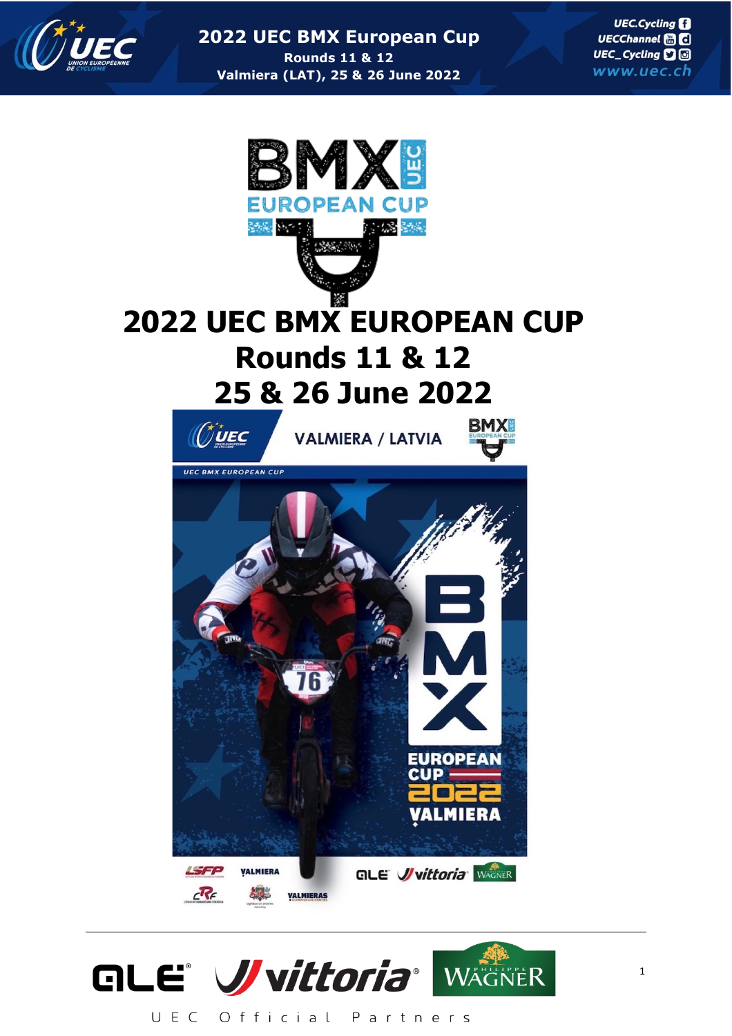# 2022 UEC BMX EUROPEAN CUP

## Rounds 11 & 12

## 25 & 26 June 2022

UEC Official Partners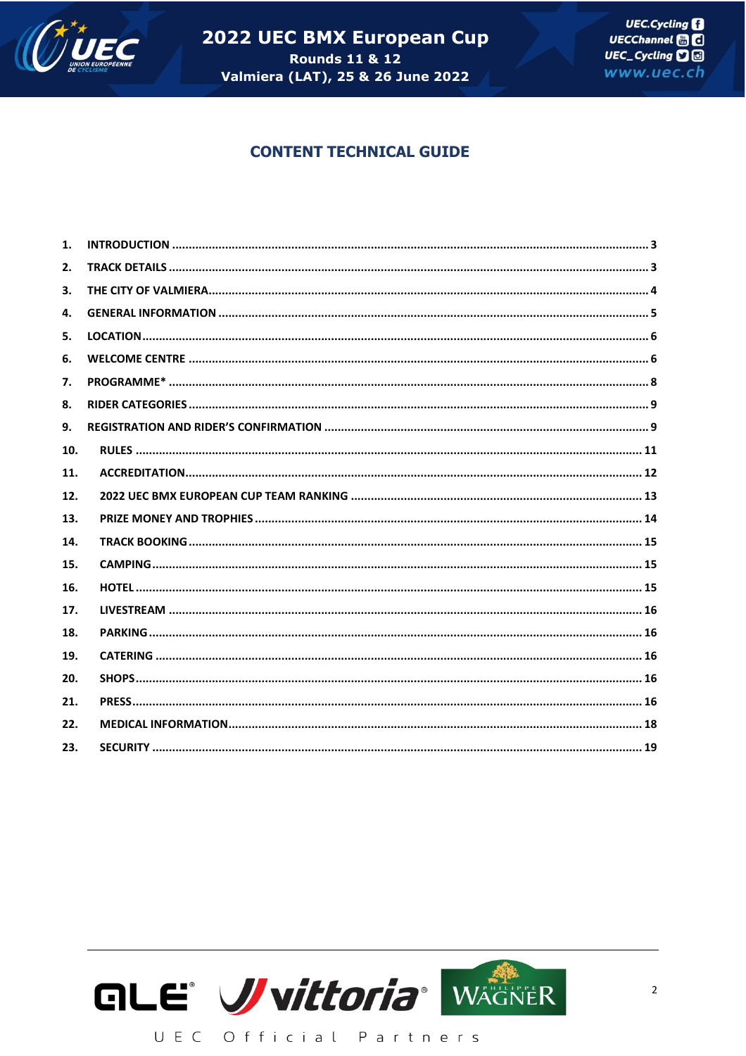## CONTENT TECHNICAL GUIDE

1. INTRODUCTION ........ 3
2. TRACK DETAILS ........ 3
3. THE CITY OF VALMIERA ........ 4
4. GENERAL INFORMATION ........ 5
5. LOCATION ........ 6
6. WELCOME CENTRE ........ 6
7. PROGRAMME* ........ 8
8. RIDER CATEGORIES ........ 9
9. REGISTRATION AND RIDER'S CONFIRMATION ........ 9
10. RULES ........ 11
11. ACCREDITATION ........ 12
12. 2022 UEC BMX EUROPEAN CUP TEAM RANKING ........ 13
13. PRIZE MONEY AND TROPHIES ........ 14
14. TRACK BOOKING ........ 15
15. CAMPING ........ 15
16. HOTEL ........ 15
17. LIVESTREAM ........ 16
18. PARKING ........ 16
19. CATERING ........ 16
20. SHOPS ........ 16
21. PRESS ........ 16
22. MEDICAL INFORMATION ........ 18
23. SECURITY ........ 19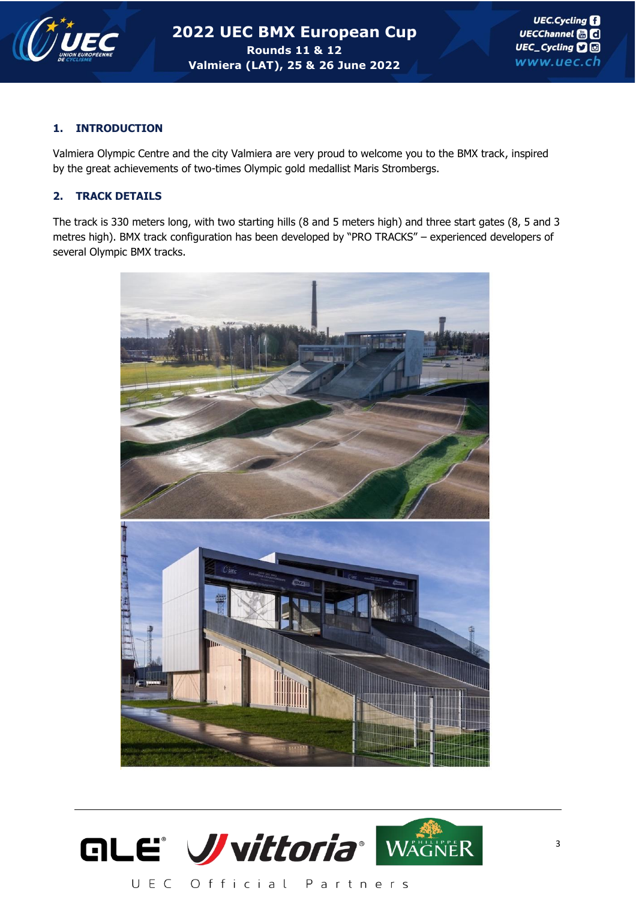## 1. INTRODUCTION

Valmiera Olympic Centre and the city Valmiera are very proud to welcome you to the BMX track, inspired by the great achievements of two-times Olympic gold medallist Maris Strombergs.

## 2. TRACK DETAILS

The track is 330 meters long, with two starting hills (8 and 5 meters high) and three start gates (8, 5 and 3 metres high). BMX track configuration has been developed by "PRO TRACKS" – experienced developers of several Olympic BMX tracks.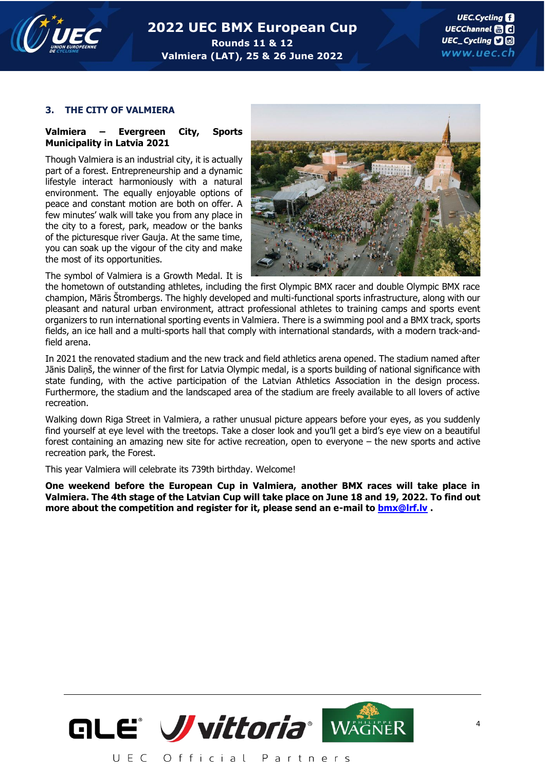## 3. THE CITY OF VALMIERA

**Valmiera – Evergreen City, Sports Municipality in Latvia 2021**

Though Valmiera is an industrial city, it is actually part of a forest. Entrepreneurship and a dynamic lifestyle interact harmoniously with a natural environment. The equally enjoyable options of peace and constant motion are both on offer. A few minutes' walk will take you from any place in the city to a forest, park, meadow or the banks of the picturesque river Gauja. At the same time, you can soak up the vigour of the city and make the most of its opportunities.

The symbol of Valmiera is a Growth Medal. It is the hometown of outstanding athletes, including the first Olympic BMX racer and double Olympic BMX race champion, Māris Štrombergs. The highly developed and multi-functional sports infrastructure, along with our pleasant and natural urban environment, attract professional athletes to training camps and sports event organizers to run international sporting events in Valmiera. There is a swimming pool and a BMX track, sports fields, an ice hall and a multi-sports hall that comply with international standards, with a modern track-and-field arena.

In 2021 the renovated stadium and the new track and field athletics arena opened. The stadium named after Jānis Daliņš, the winner of the first for Latvia Olympic medal, is a sports building of national significance with state funding, with the active participation of the Latvian Athletics Association in the design process. Furthermore, the stadium and the landscaped area of the stadium are freely available to all lovers of active recreation.

Walking down Riga Street in Valmiera, a rather unusual picture appears before your eyes, as you suddenly find yourself at eye level with the treetops. Take a closer look and you'll get a bird's eye view on a beautiful forest containing an amazing new site for active recreation, open to everyone – the new sports and active recreation park, the Forest.

This year Valmiera will celebrate its 739th birthday. Welcome!

**One weekend before the European Cup in Valmiera, another BMX races will take place in Valmiera. The 4th stage of the Latvian Cup will take place on June 18 and 19, 2022. To find out more about the competition and register for it, please send an e-mail to [bmx@lrf.lv](mailto:bmx@lrf.lv) .**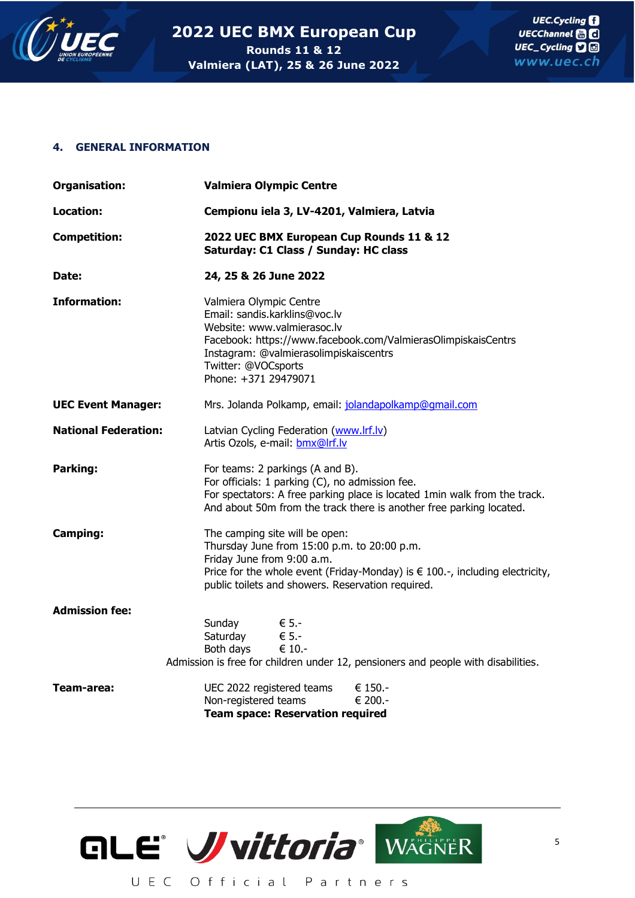## 4. GENERAL INFORMATION

**Organisation:** **Valmiera Olympic Centre**

**Location:** **Cempionu iela 3, LV-4201, Valmiera, Latvia**

**Competition:** **2022 UEC BMX European Cup Rounds 11 & 12**
**Saturday: C1 Class / Sunday: HC class**

**Date:** **24, 25 & 26 June 2022**

**Information:**
Valmiera Olympic Centre
Email: sandis.karklins@voc.lv
Website: www.valmierasoc.lv
Facebook: https://www.facebook.com/ValmierasOlimpiskaisCentrs
Instagram: @valmierasolimpiskaiscentrs
Twitter: @VOCsports
Phone: +371 29479071

**UEC Event Manager:** Mrs. Jolanda Polkamp, email: jolandapolkamp@gmail.com

**National Federation:** Latvian Cycling Federation (www.lrf.lv)
Artis Ozols, e-mail: bmx@lrf.lv

**Parking:**
For teams: 2 parkings (A and B).
For officials: 1 parking (C), no admission fee.
For spectators: A free parking place is located 1min walk from the track.
And about 50m from the track there is another free parking located.

**Camping:**
The camping site will be open:
Thursday June from 15:00 p.m. to 20:00 p.m.
Friday June from 9:00 a.m.
Price for the whole event (Friday-Monday) is € 100.-, including electricity, public toilets and showers. Reservation required.

**Admission fee:**

| | |
|---|---|
| Sunday | € 5.- |
| Saturday | € 5.- |
| Both days | € 10.- |

Admission is free for children under 12, pensioners and people with disabilities.

**Team-area:**

| | |
|---|---|
| UEC 2022 registered teams | € 150.- |
| Non-registered teams | € 200.- |

**Team space: Reservation required**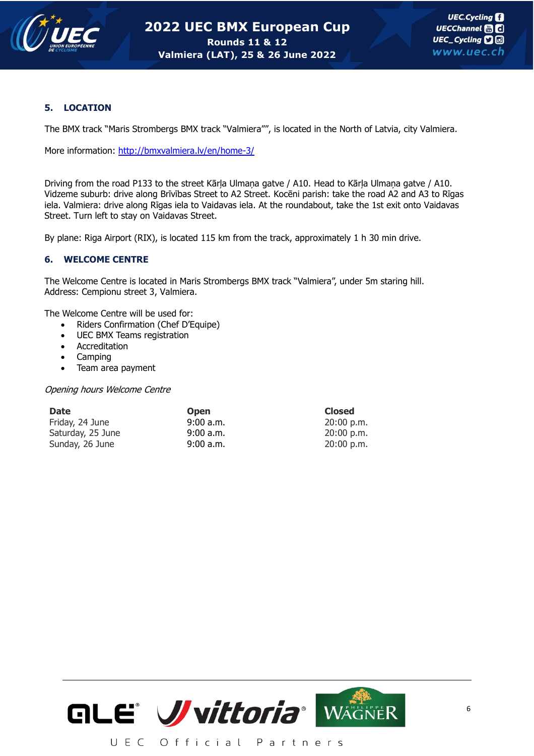## 5. LOCATION

The BMX track "Maris Strombergs BMX track "Valmiera"", is located in the North of Latvia, city Valmiera.

More information: http://bmxvalmiera.lv/en/home-3/

Driving from the road P133 to the street Kārļa Ulmaņa gatve / A10. Head to Kārļa Ulmaņa gatve / A10. Vidzeme suburb: drive along Brīvības Street to A2 Street. Kocēni parish: take the road A2 and A3 to Rīgas iela. Valmiera: drive along Rīgas iela to Vaidavas iela. At the roundabout, take the 1st exit onto Vaidavas Street. Turn left to stay on Vaidavas Street.

By plane: Riga Airport (RIX), is located 115 km from the track, approximately 1 h 30 min drive.

## 6. WELCOME CENTRE

The Welcome Centre is located in Maris Strombergs BMX track "Valmiera", under 5m staring hill.
Address: Cempionu street 3, Valmiera.

The Welcome Centre will be used for:

- Riders Confirmation (Chef D'Equipe)
- UEC BMX Teams registration
- Accreditation
- Camping
- Team area payment

*Opening hours Welcome Centre*

| Date | Open | Closed |
|---|---|---|
| Friday, 24 June | 9:00 a.m. | 20:00 p.m. |
| Saturday, 25 June | 9:00 a.m. | 20:00 p.m. |
| Sunday, 26 June | 9:00 a.m. | 20:00 p.m. |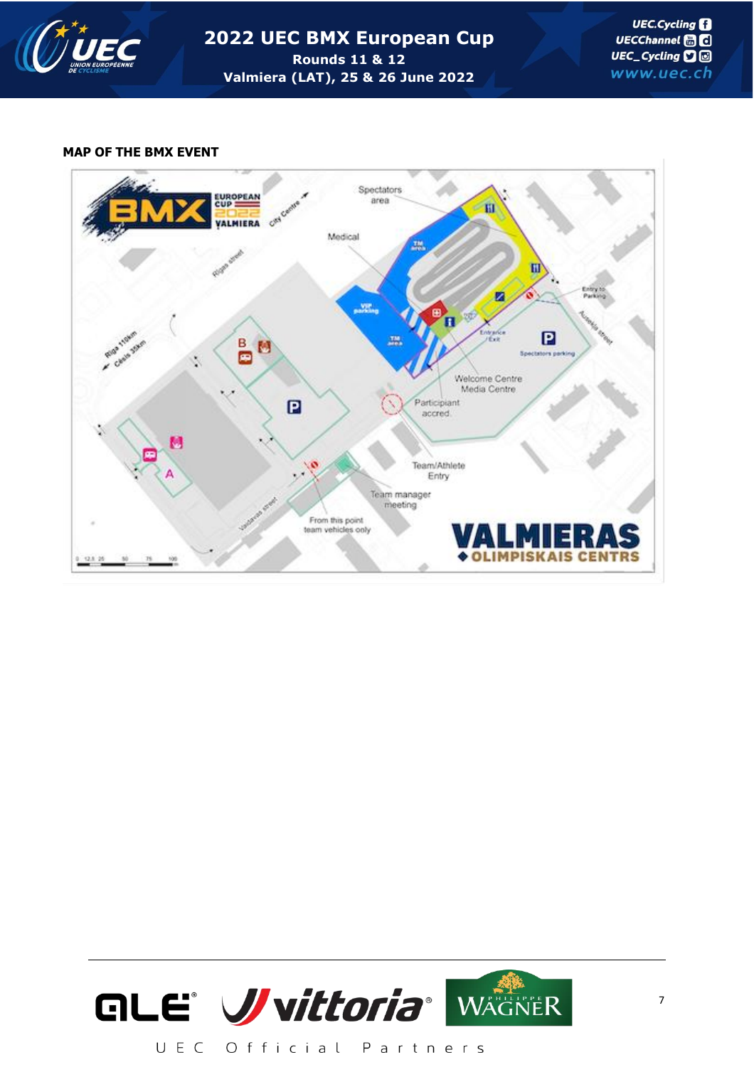**MAP OF THE BMX EVENT**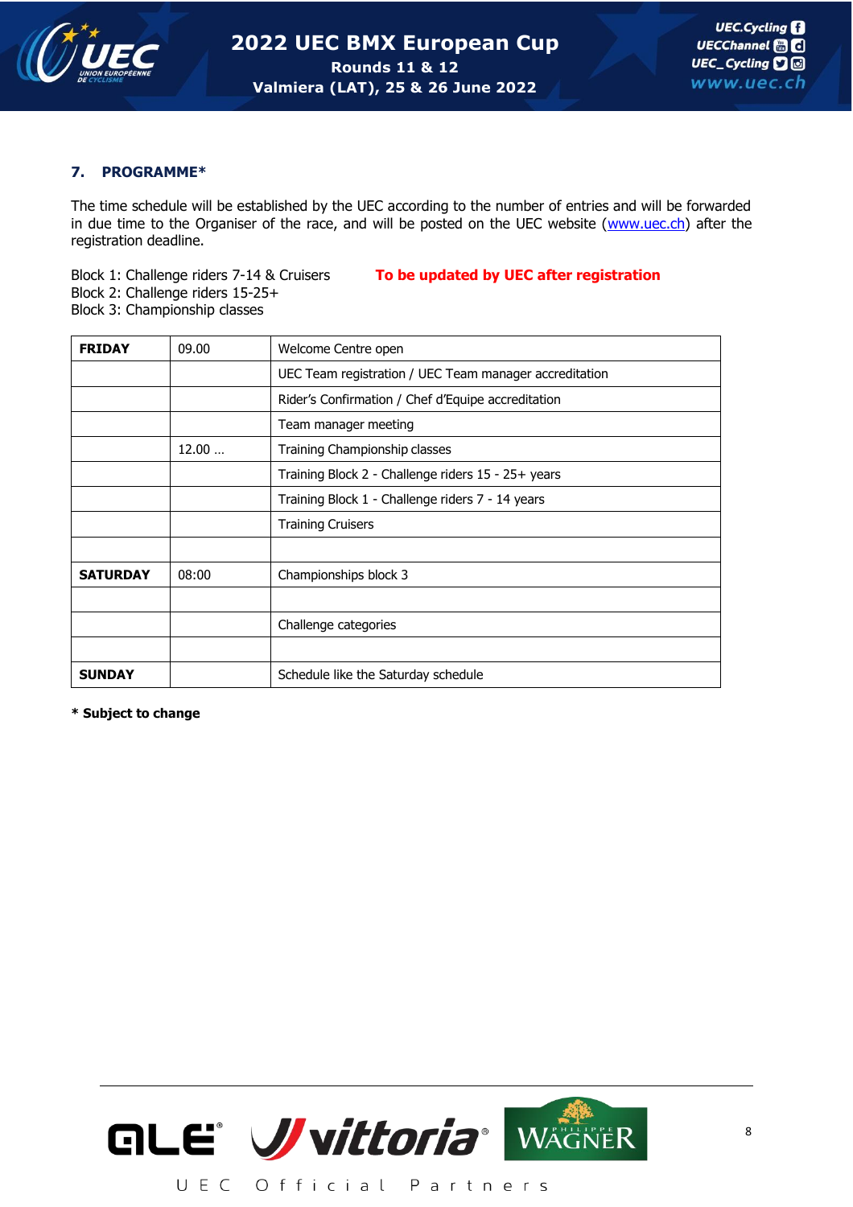## 7. PROGRAMME*

The time schedule will be established by the UEC according to the number of entries and will be forwarded in due time to the Organiser of the race, and will be posted on the UEC website (www.uec.ch) after the registration deadline.

Block 1: Challenge riders 7-14 & Cruisers **To be updated by UEC after registration**
Block 2: Challenge riders 15-25+
Block 3: Championship classes

| | | |
|---|---|---|
| **FRIDAY** | 09.00 | Welcome Centre open |
| | | UEC Team registration / UEC Team manager accreditation |
| | | Rider's Confirmation / Chef d'Equipe accreditation |
| | | Team manager meeting |
| | 12.00 … | Training Championship classes |
| | | Training Block 2 - Challenge riders 15 - 25+ years |
| | | Training Block 1 - Challenge riders 7 - 14 years |
| | | Training Cruisers |
| | | |
| **SATURDAY** | 08:00 | Championships block 3 |
| | | |
| | | Challenge categories |
| | | |
| **SUNDAY** | | Schedule like the Saturday schedule |

**\* Subject to change**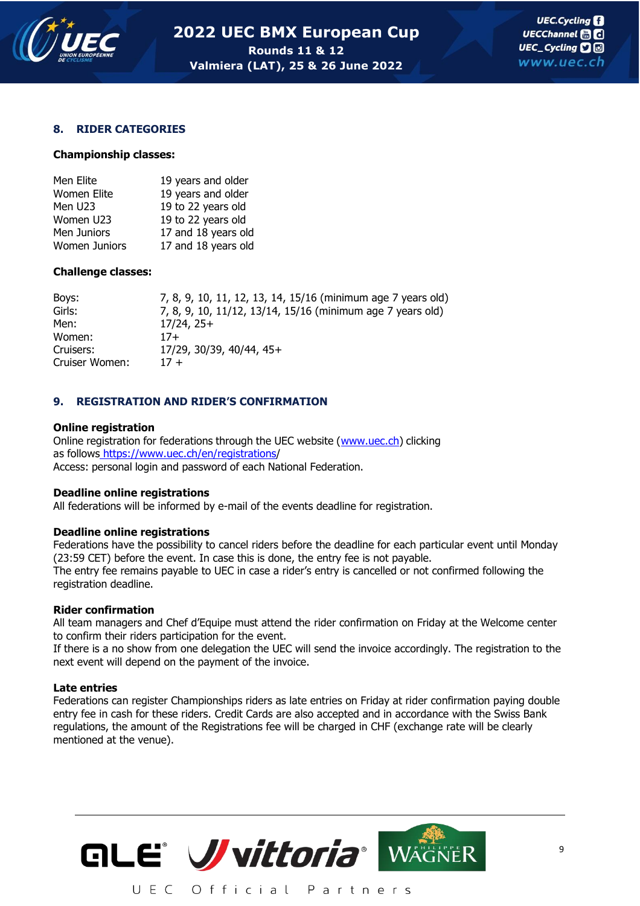## 8. RIDER CATEGORIES

**Championship classes:**

| | |
|---|---|
| Men Elite | 19 years and older |
| Women Elite | 19 years and older |
| Men U23 | 19 to 22 years old |
| Women U23 | 19 to 22 years old |
| Men Juniors | 17 and 18 years old |
| Women Juniors | 17 and 18 years old |

**Challenge classes:**

| | |
|---|---|
| Boys: | 7, 8, 9, 10, 11, 12, 13, 14, 15/16 (minimum age 7 years old) |
| Girls: | 7, 8, 9, 10, 11/12, 13/14, 15/16 (minimum age 7 years old) |
| Men: | 17/24, 25+ |
| Women: | 17+ |
| Cruisers: | 17/29, 30/39, 40/44, 45+ |
| Cruiser Women: | 17 + |

## 9. REGISTRATION AND RIDER'S CONFIRMATION

**Online registration**
Online registration for federations through the UEC website (www.uec.ch) clicking as follows https://www.uec.ch/en/registrations/
Access: personal login and password of each National Federation.

**Deadline online registrations**
All federations will be informed by e-mail of the events deadline for registration.

**Deadline online registrations**
Federations have the possibility to cancel riders before the deadline for each particular event until Monday (23:59 CET) before the event. In case this is done, the entry fee is not payable.
The entry fee remains payable to UEC in case a rider's entry is cancelled or not confirmed following the registration deadline.

**Rider confirmation**
All team managers and Chef d'Equipe must attend the rider confirmation on Friday at the Welcome center to confirm their riders participation for the event.
If there is a no show from one delegation the UEC will send the invoice accordingly. The registration to the next event will depend on the payment of the invoice.

**Late entries**
Federations can register Championships riders as late entries on Friday at rider confirmation paying double entry fee in cash for these riders. Credit Cards are also accepted and in accordance with the Swiss Bank regulations, the amount of the Registrations fee will be charged in CHF (exchange rate will be clearly mentioned at the venue).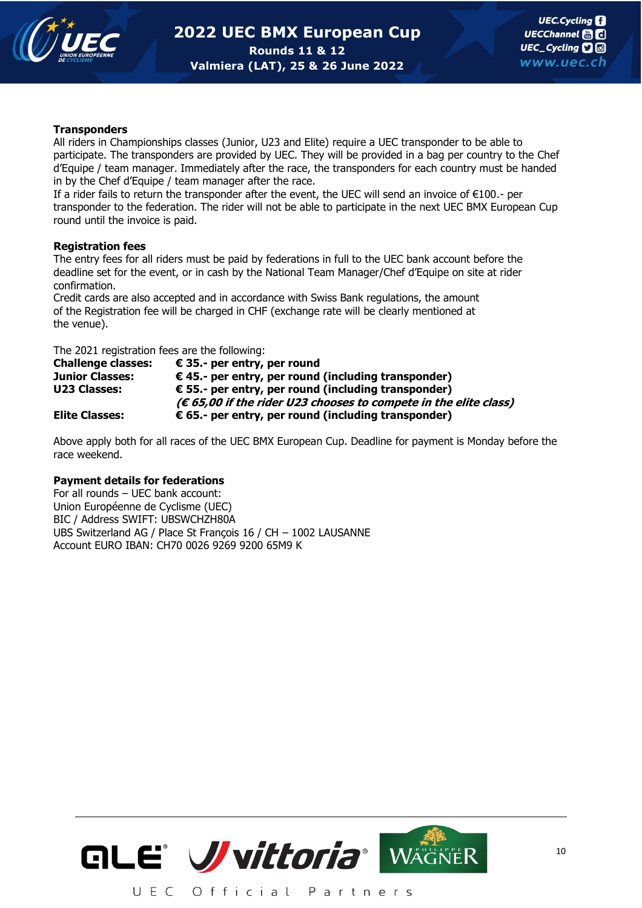### Transponders

All riders in Championships classes (Junior, U23 and Elite) require a UEC transponder to be able to participate. The transponders are provided by UEC. They will be provided in a bag per country to the Chef d'Equipe / team manager. Immediately after the race, the transponders for each country must be handed in by the Chef d'Equipe / team manager after the race.

If a rider fails to return the transponder after the event, the UEC will send an invoice of €100.- per transponder to the federation. The rider will not be able to participate in the next UEC BMX European Cup round until the invoice is paid.

### Registration fees

The entry fees for all riders must be paid by federations in full to the UEC bank account before the deadline set for the event, or in cash by the National Team Manager/Chef d'Equipe on site at rider confirmation.

Credit cards are also accepted and in accordance with Swiss Bank regulations, the amount of the Registration fee will be charged in CHF (exchange rate will be clearly mentioned at the venue).

The 2021 registration fees are the following:

| | |
|---|---|
| **Challenge classes:** | **€ 35.- per entry, per round** |
| **Junior Classes:** | **€ 45.- per entry, per round (including transponder)** |
| **U23 Classes:** | **€ 55.- per entry, per round (including transponder)** |
| | ***(€ 65,00 if the rider U23 chooses to compete in the elite class)*** |
| **Elite Classes:** | **€ 65.- per entry, per round (including transponder)** |

Above apply both for all races of the UEC BMX European Cup. Deadline for payment is Monday before the race weekend.

### Payment details for federations

For all rounds – UEC bank account:
Union Européenne de Cyclisme (UEC)
BIC / Address SWIFT: UBSWCHZH80A
UBS Switzerland AG / Place St François 16 / CH – 1002 LAUSANNE
Account EURO IBAN: CH70 0026 9269 9200 65M9 K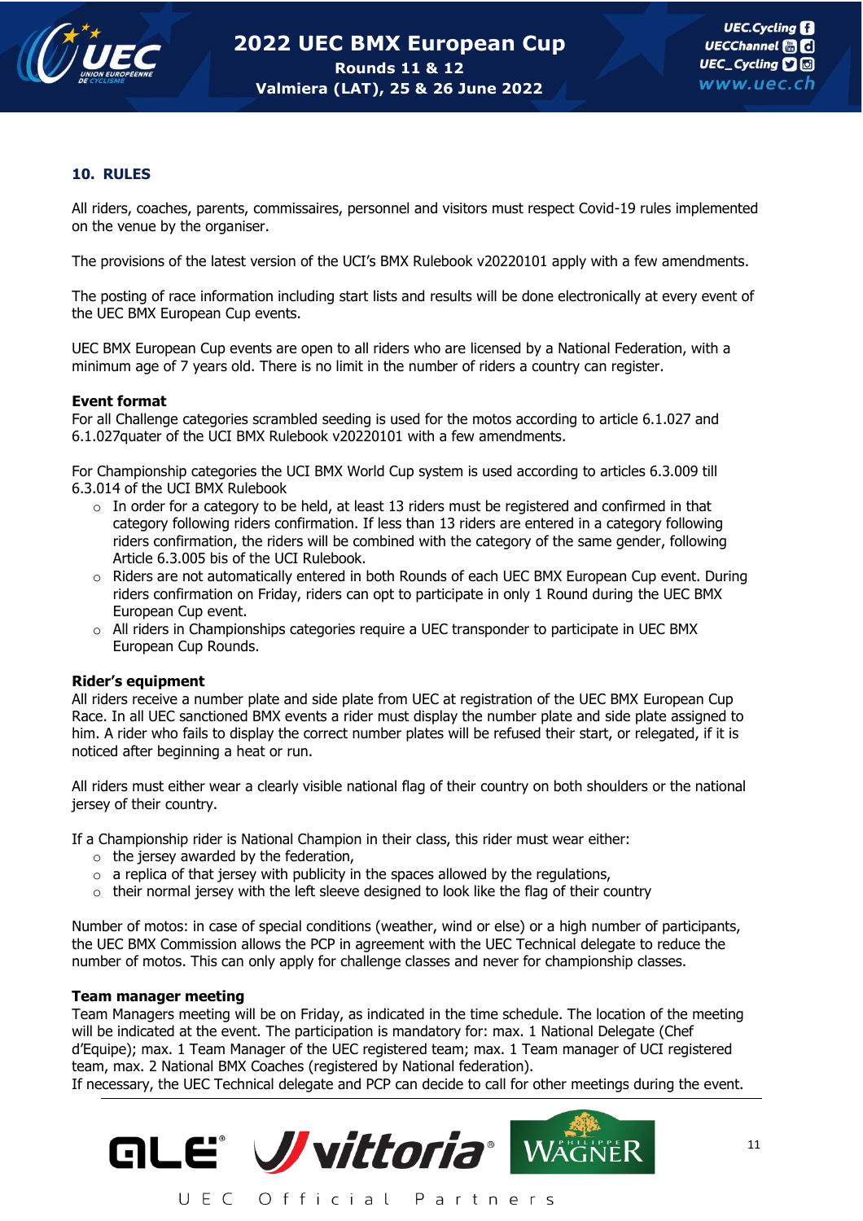## 10. RULES

All riders, coaches, parents, commissaires, personnel and visitors must respect Covid-19 rules implemented on the venue by the organiser.

The provisions of the latest version of the UCI's BMX Rulebook v20220101 apply with a few amendments.

The posting of race information including start lists and results will be done electronically at every event of the UEC BMX European Cup events.

UEC BMX European Cup events are open to all riders who are licensed by a National Federation, with a minimum age of 7 years old. There is no limit in the number of riders a country can register.

**Event format**

For all Challenge categories scrambled seeding is used for the motos according to article 6.1.027 and 6.1.027quater of the UCI BMX Rulebook v20220101 with a few amendments.

For Championship categories the UCI BMX World Cup system is used according to articles 6.3.009 till 6.3.014 of the UCI BMX Rulebook

- In order for a category to be held, at least 13 riders must be registered and confirmed in that category following riders confirmation. If less than 13 riders are entered in a category following riders confirmation, the riders will be combined with the category of the same gender, following Article 6.3.005 bis of the UCI Rulebook.
- Riders are not automatically entered in both Rounds of each UEC BMX European Cup event. During riders confirmation on Friday, riders can opt to participate in only 1 Round during the UEC BMX European Cup event.
- All riders in Championships categories require a UEC transponder to participate in UEC BMX European Cup Rounds.

**Rider's equipment**

All riders receive a number plate and side plate from UEC at registration of the UEC BMX European Cup Race. In all UEC sanctioned BMX events a rider must display the number plate and side plate assigned to him. A rider who fails to display the correct number plates will be refused their start, or relegated, if it is noticed after beginning a heat or run.

All riders must either wear a clearly visible national flag of their country on both shoulders or the national jersey of their country.

If a Championship rider is National Champion in their class, this rider must wear either:

- the jersey awarded by the federation,
- a replica of that jersey with publicity in the spaces allowed by the regulations,
- their normal jersey with the left sleeve designed to look like the flag of their country

Number of motos: in case of special conditions (weather, wind or else) or a high number of participants, the UEC BMX Commission allows the PCP in agreement with the UEC Technical delegate to reduce the number of motos. This can only apply for challenge classes and never for championship classes.

**Team manager meeting**

Team Managers meeting will be on Friday, as indicated in the time schedule. The location of the meeting will be indicated at the event. The participation is mandatory for: max. 1 National Delegate (Chef d'Equipe); max. 1 Team Manager of the UEC registered team; max. 1 Team manager of UCI registered team, max. 2 National BMX Coaches (registered by National federation).

If necessary, the UEC Technical delegate and PCP can decide to call for other meetings during the event.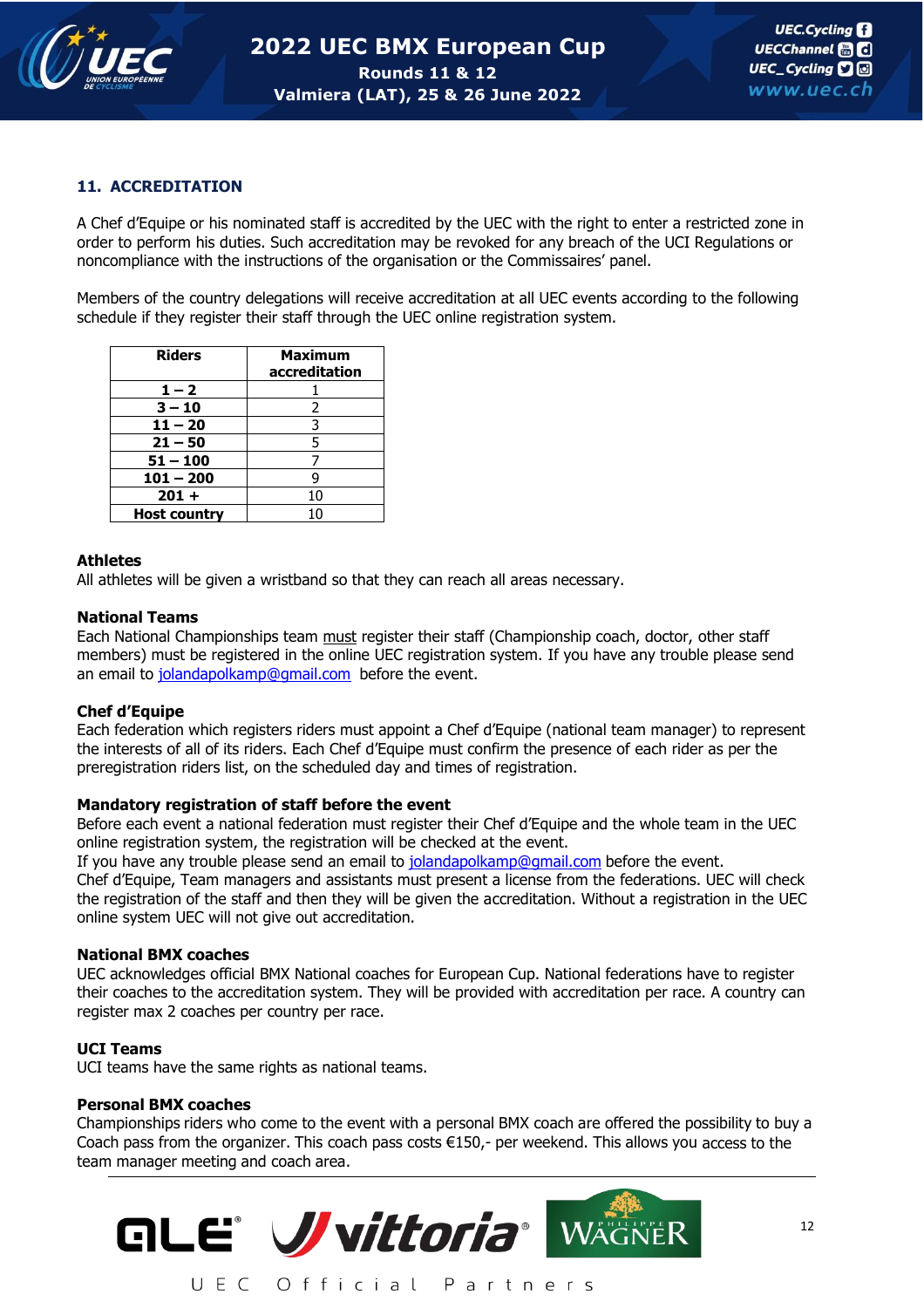## 11. ACCREDITATION

A Chef d'Equipe or his nominated staff is accredited by the UEC with the right to enter a restricted zone in order to perform his duties. Such accreditation may be revoked for any breach of the UCI Regulations or noncompliance with the instructions of the organisation or the Commissaires' panel.

Members of the country delegations will receive accreditation at all UEC events according to the following schedule if they register their staff through the UEC online registration system.

| Riders | Maximum accreditation |
|---|---|
| **1 – 2** | 1 |
| **3 – 10** | 2 |
| **11 – 20** | 3 |
| **21 – 50** | 5 |
| **51 – 100** | 7 |
| **101 – 200** | 9 |
| **201 +** | 10 |
| **Host country** | 10 |

**Athletes**
All athletes will be given a wristband so that they can reach all areas necessary.

**National Teams**
Each National Championships team must register their staff (Championship coach, doctor, other staff members) must be registered in the online UEC registration system. If you have any trouble please send an email to jolandapolkamp@gmail.com before the event.

**Chef d'Equipe**
Each federation which registers riders must appoint a Chef d'Equipe (national team manager) to represent the interests of all of its riders. Each Chef d'Equipe must confirm the presence of each rider as per the preregistration riders list, on the scheduled day and times of registration.

**Mandatory registration of staff before the event**
Before each event a national federation must register their Chef d'Equipe and the whole team in the UEC online registration system, the registration will be checked at the event.
If you have any trouble please send an email to jolandapolkamp@gmail.com before the event.
Chef d'Equipe, Team managers and assistants must present a license from the federations. UEC will check the registration of the staff and then they will be given the accreditation. Without a registration in the UEC online system UEC will not give out accreditation.

**National BMX coaches**
UEC acknowledges official BMX National coaches for European Cup. National federations have to register their coaches to the accreditation system. They will be provided with accreditation per race. A country can register max 2 coaches per country per race.

**UCI Teams**
UCI teams have the same rights as national teams.

**Personal BMX coaches**
Championships riders who come to the event with a personal BMX coach are offered the possibility to buy a Coach pass from the organizer. This coach pass costs €150,- per weekend. This allows you access to the team manager meeting and coach area.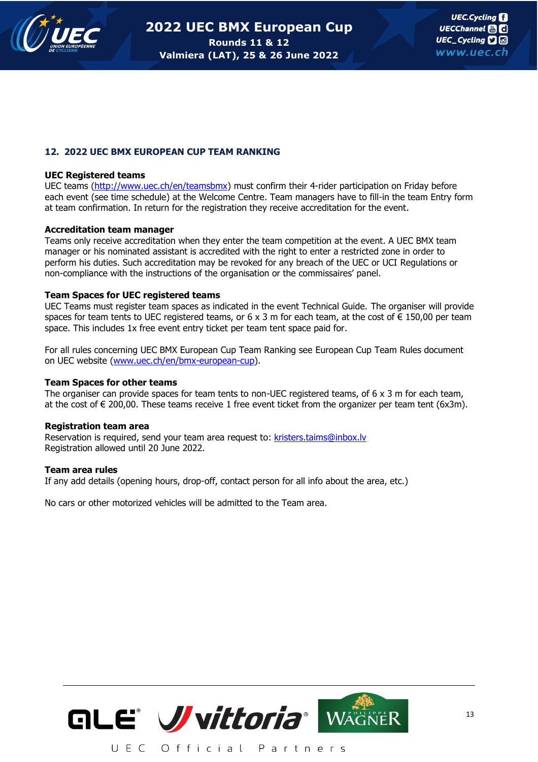## 12. 2022 UEC BMX EUROPEAN CUP TEAM RANKING

**UEC Registered teams**

UEC teams (http://www.uec.ch/en/teamsbmx) must confirm their 4-rider participation on Friday before each event (see time schedule) at the Welcome Centre. Team managers have to fill-in the team Entry form at team confirmation. In return for the registration they receive accreditation for the event.

**Accreditation team manager**

Teams only receive accreditation when they enter the team competition at the event. A UEC BMX team manager or his nominated assistant is accredited with the right to enter a restricted zone in order to perform his duties. Such accreditation may be revoked for any breach of the UEC or UCI Regulations or non-compliance with the instructions of the organisation or the commissaires' panel.

**Team Spaces for UEC registered teams**

UEC Teams must register team spaces as indicated in the event Technical Guide. The organiser will provide spaces for team tents to UEC registered teams, or 6 x 3 m for each team, at the cost of € 150,00 per team space. This includes 1x free event entry ticket per team tent space paid for.

For all rules concerning UEC BMX European Cup Team Ranking see European Cup Team Rules document on UEC website (www.uec.ch/en/bmx-european-cup).

**Team Spaces for other teams**

The organiser can provide spaces for team tents to non-UEC registered teams, of 6 x 3 m for each team, at the cost of € 200,00. These teams receive 1 free event ticket from the organizer per team tent (6x3m).

**Registration team area**

Reservation is required, send your team area request to: kristers.taims@inbox.lv
Registration allowed until 20 June 2022.

**Team area rules**

If any add details (opening hours, drop-off, contact person for all info about the area, etc.)

No cars or other motorized vehicles will be admitted to the Team area.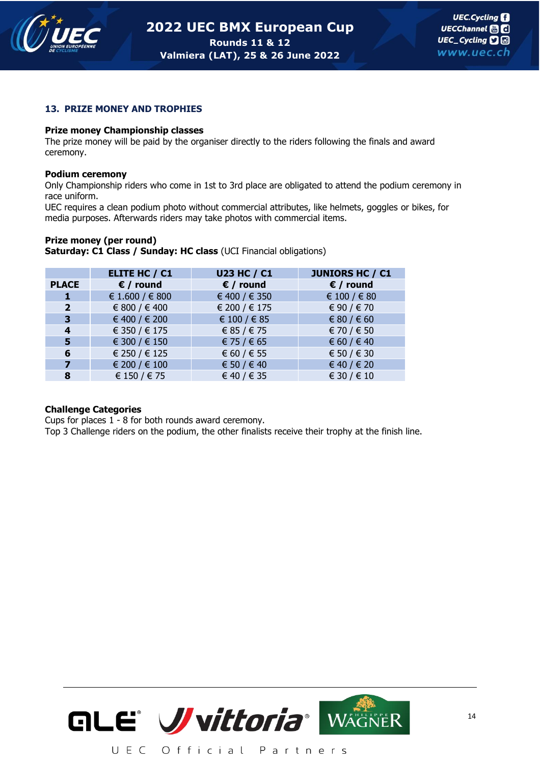## 13. PRIZE MONEY AND TROPHIES

**Prize money Championship classes**
The prize money will be paid by the organiser directly to the riders following the finals and award ceremony.

**Podium ceremony**
Only Championship riders who come in 1st to 3rd place are obligated to attend the podium ceremony in race uniform.
UEC requires a clean podium photo without commercial attributes, like helmets, goggles or bikes, for media purposes. Afterwards riders may take photos with commercial items.

**Prize money (per round)**
**Saturday: C1 Class / Sunday: HC class** (UCI Financial obligations)

| PLACE | ELITE HC / C1<br>€ / round | U23 HC / C1<br>€ / round | JUNIORS HC / C1<br>€ / round |
|---|---|---|---|
| 1 | € 1.600 / € 800 | € 400 / € 350 | € 100 / € 80 |
| 2 | € 800 / € 400 | € 200 / € 175 | € 90 / € 70 |
| 3 | € 400 / € 200 | € 100 / € 85 | € 80 / € 60 |
| 4 | € 350 / € 175 | € 85 / € 75 | € 70 / € 50 |
| 5 | € 300 / € 150 | € 75 / € 65 | € 60 / € 40 |
| 6 | € 250 / € 125 | € 60 / € 55 | € 50 / € 30 |
| 7 | € 200 / € 100 | € 50 / € 40 | € 40 / € 20 |
| 8 | € 150 / € 75 | € 40 / € 35 | € 30 / € 10 |

**Challenge Categories**
Cups for places 1 - 8 for both rounds award ceremony.
Top 3 Challenge riders on the podium, the other finalists receive their trophy at the finish line.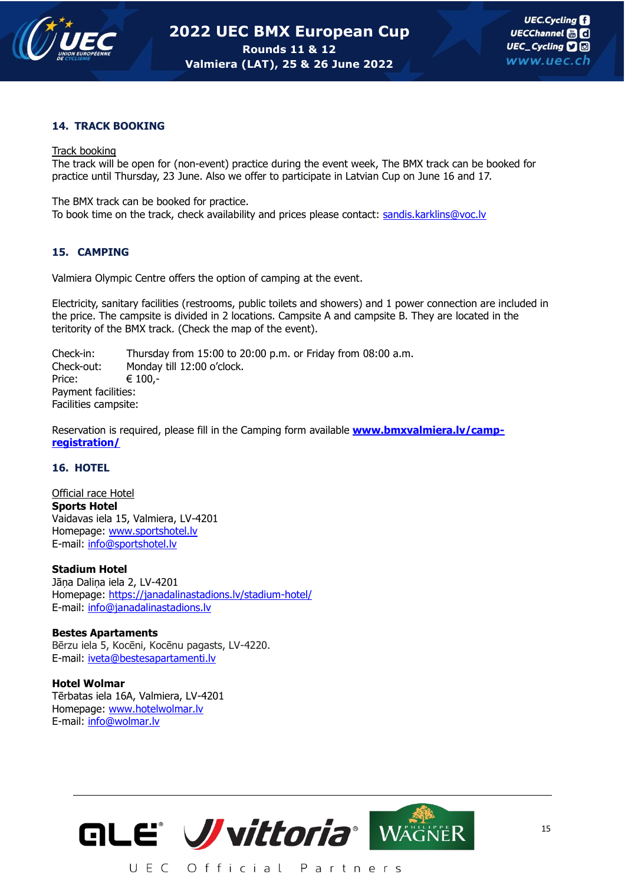## 14. TRACK BOOKING

Track booking
The track will be open for (non-event) practice during the event week, The BMX track can be booked for practice until Thursday, 23 June. Also we offer to participate in Latvian Cup on June 16 and 17.

The BMX track can be booked for practice.
To book time on the track, check availability and prices please contact: sandis.karklins@voc.lv

## 15. CAMPING

Valmiera Olympic Centre offers the option of camping at the event.

Electricity, sanitary facilities (restrooms, public toilets and showers) and 1 power connection are included in the price. The campsite is divided in 2 locations. Campsite A and campsite B. They are located in the teritority of the BMX track. (Check the map of the event).

Check-in: Thursday from 15:00 to 20:00 p.m. or Friday from 08:00 a.m.
Check-out: Monday till 12:00 o'clock.
Price: € 100,-
Payment facilities:
Facilities campsite:

Reservation is required, please fill in the Camping form available **www.bmxvalmiera.lv/camp-registration/**

## 16. HOTEL

Official race Hotel
**Sports Hotel**
Vaidavas iela 15, Valmiera, LV-4201
Homepage: www.sportshotel.lv
E-mail: info@sportshotel.lv

**Stadium Hotel**
Jāņa Daliņa iela 2, LV-4201
Homepage: https://janadalinastadions.lv/stadium-hotel/
E-mail: info@janadalinastadions.lv

**Bestes Apartaments**
Bērzu iela 5, Kocēni, Kocēnu pagasts, LV-4220.
E-mail: iveta@bestesapartamenti.lv

**Hotel Wolmar**
Tērbatas iela 16A, Valmiera, LV-4201
Homepage: www.hotelwolmar.lv
E-mail: info@wolmar.lv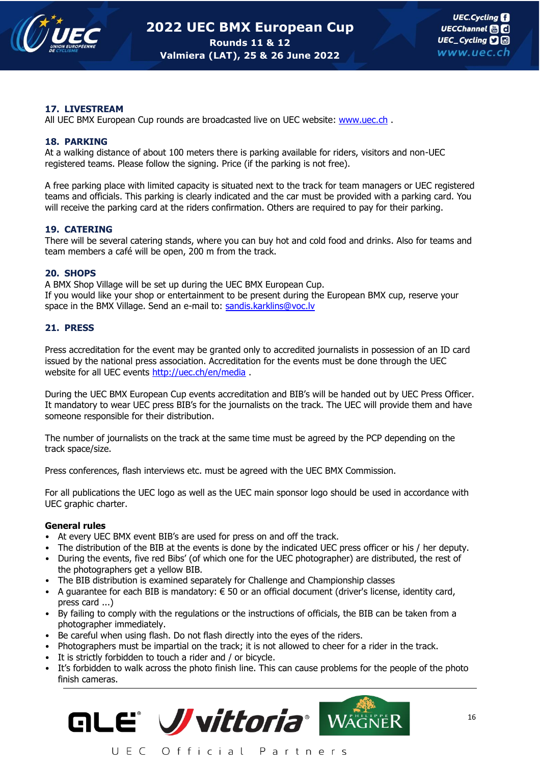## 17. LIVESTREAM

All UEC BMX European Cup rounds are broadcasted live on UEC website: [www.uec.ch](http://www.uec.ch) .

## 18. PARKING

At a walking distance of about 100 meters there is parking available for riders, visitors and non-UEC registered teams. Please follow the signing. Price (if the parking is not free).

A free parking place with limited capacity is situated next to the track for team managers or UEC registered teams and officials. This parking is clearly indicated and the car must be provided with a parking card. You will receive the parking card at the riders confirmation. Others are required to pay for their parking.

## 19. CATERING

There will be several catering stands, where you can buy hot and cold food and drinks. Also for teams and team members a café will be open, 200 m from the track.

## 20. SHOPS

A BMX Shop Village will be set up during the UEC BMX European Cup.
If you would like your shop or entertainment to be present during the European BMX cup, reserve your space in the BMX Village. Send an e-mail to: [sandis.karklins@voc.lv](mailto:sandis.karklins@voc.lv)

## 21. PRESS

Press accreditation for the event may be granted only to accredited journalists in possession of an ID card issued by the national press association. Accreditation for the events must be done through the UEC website for all UEC events [http://uec.ch/en/media](http://uec.ch/en/media) .

During the UEC BMX European Cup events accreditation and BIB's will be handed out by UEC Press Officer. It mandatory to wear UEC press BIB's for the journalists on the track. The UEC will provide them and have someone responsible for their distribution.

The number of journalists on the track at the same time must be agreed by the PCP depending on the track space/size.

Press conferences, flash interviews etc. must be agreed with the UEC BMX Commission.

For all publications the UEC logo as well as the UEC main sponsor logo should be used in accordance with UEC graphic charter.

**General rules**

- At every UEC BMX event BIB's are used for press on and off the track.
- The distribution of the BIB at the events is done by the indicated UEC press officer or his / her deputy.
- During the events, five red Bibs' (of which one for the UEC photographer) are distributed, the rest of the photographers get a yellow BIB.
- The BIB distribution is examined separately for Challenge and Championship classes
- A guarantee for each BIB is mandatory: € 50 or an official document (driver's license, identity card, press card ...)
- By failing to comply with the regulations or the instructions of officials, the BIB can be taken from a photographer immediately.
- Be careful when using flash. Do not flash directly into the eyes of the riders.
- Photographers must be impartial on the track; it is not allowed to cheer for a rider in the track.
- It is strictly forbidden to touch a rider and / or bicycle.
- It's forbidden to walk across the photo finish line. This can cause problems for the people of the photo finish cameras.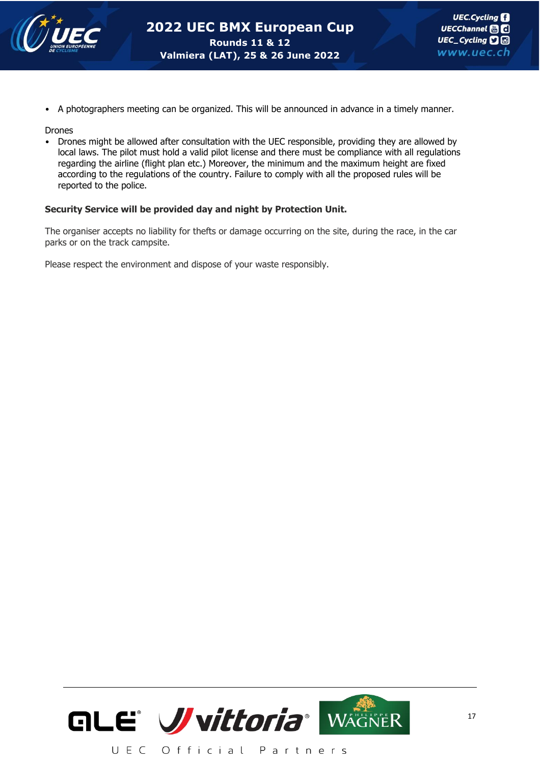- A photographers meeting can be organized. This will be announced in advance in a timely manner.

Drones

- Drones might be allowed after consultation with the UEC responsible, providing they are allowed by local laws. The pilot must hold a valid pilot license and there must be compliance with all regulations regarding the airline (flight plan etc.) Moreover, the minimum and the maximum height are fixed according to the regulations of the country. Failure to comply with all the proposed rules will be reported to the police.

**Security Service will be provided day and night by Protection Unit.**

The organiser accepts no liability for thefts or damage occurring on the site, during the race, in the car parks or on the track campsite.

Please respect the environment and dispose of your waste responsibly.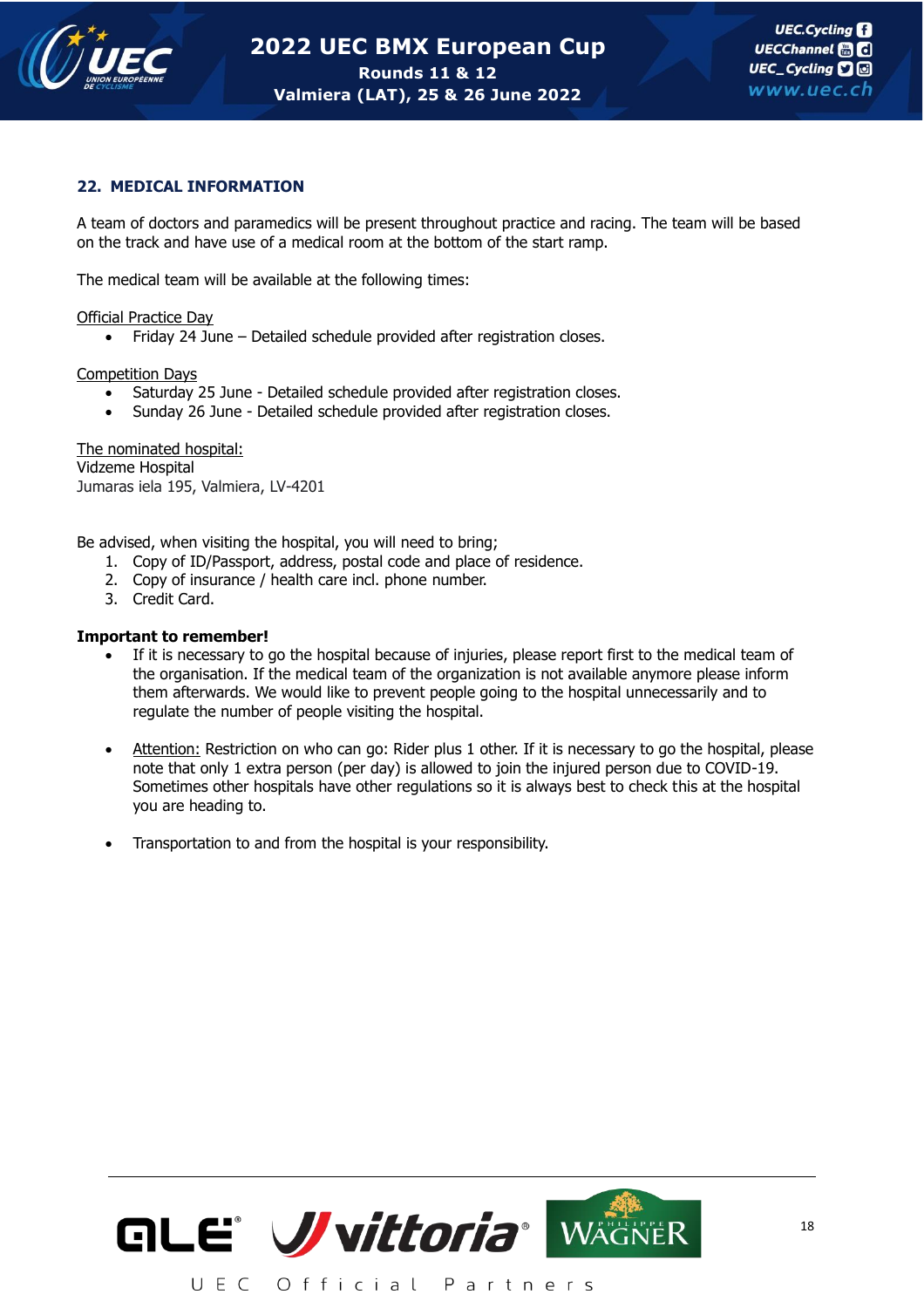## 22. MEDICAL INFORMATION

A team of doctors and paramedics will be present throughout practice and racing. The team will be based on the track and have use of a medical room at the bottom of the start ramp.

The medical team will be available at the following times:

Official Practice Day

- Friday 24 June – Detailed schedule provided after registration closes.

Competition Days

- Saturday 25 June - Detailed schedule provided after registration closes.
- Sunday 26 June - Detailed schedule provided after registration closes.

The nominated hospital:
Vidzeme Hospital
Jumaras iela 195, Valmiera, LV-4201

Be advised, when visiting the hospital, you will need to bring;

1. Copy of ID/Passport, address, postal code and place of residence.
2. Copy of insurance / health care incl. phone number.
3. Credit Card.

**Important to remember!**

- If it is necessary to go the hospital because of injuries, please report first to the medical team of the organisation. If the medical team of the organization is not available anymore please inform them afterwards. We would like to prevent people going to the hospital unnecessarily and to regulate the number of people visiting the hospital.

- Attention: Restriction on who can go: Rider plus 1 other. If it is necessary to go the hospital, please note that only 1 extra person (per day) is allowed to join the injured person due to COVID-19. Sometimes other hospitals have other regulations so it is always best to check this at the hospital you are heading to.

- Transportation to and from the hospital is your responsibility.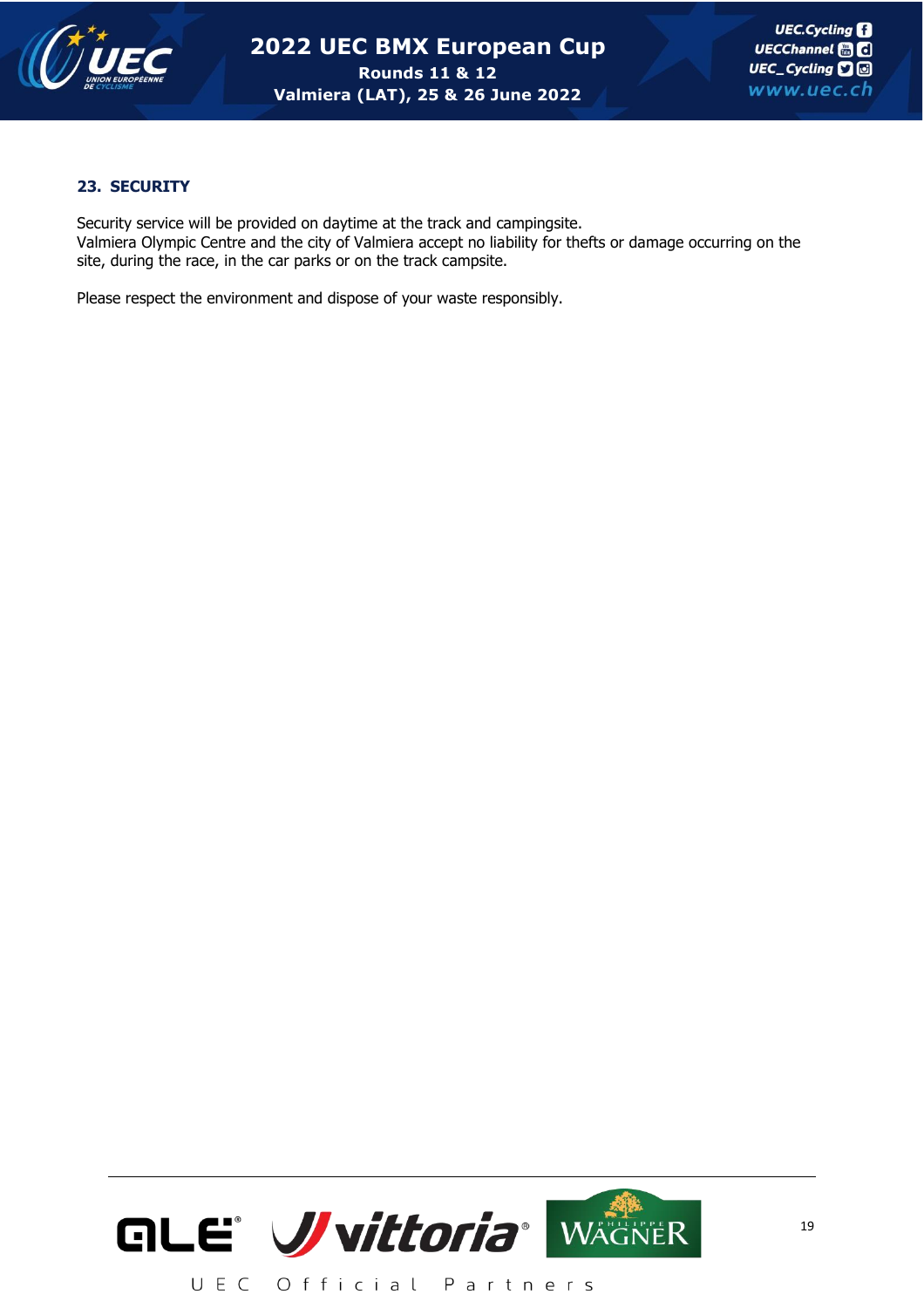## 23. SECURITY

Security service will be provided on daytime at the track and campingsite.
Valmiera Olympic Centre and the city of Valmiera accept no liability for thefts or damage occurring on the site, during the race, in the car parks or on the track campsite.

Please respect the environment and dispose of your waste responsibly.